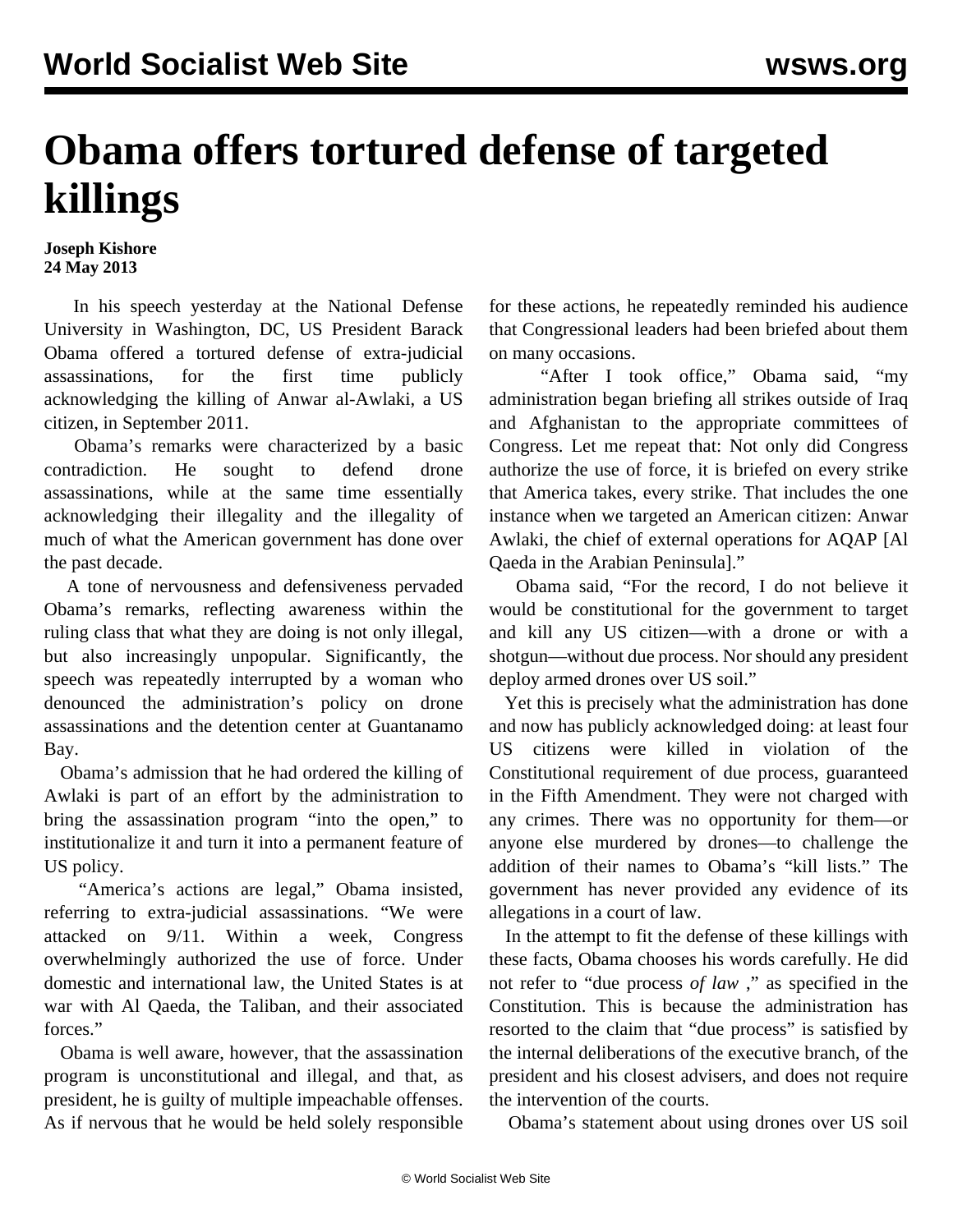# Obama offers tortured defense of targeted killings

**Joseph Kishore**
**24 May 2013**

In his speech yesterday at the National Defense University in Washington, DC, US President Barack Obama offered a tortured defense of extra-judicial assassinations, for the first time publicly acknowledging the killing of Anwar al-Awlaki, a US citizen, in September 2011.

Obama's remarks were characterized by a basic contradiction. He sought to defend drone assassinations, while at the same time essentially acknowledging their illegality and the illegality of much of what the American government has done over the past decade.

A tone of nervousness and defensiveness pervaded Obama's remarks, reflecting awareness within the ruling class that what they are doing is not only illegal, but also increasingly unpopular. Significantly, the speech was repeatedly interrupted by a woman who denounced the administration's policy on drone assassinations and the detention center at Guantanamo Bay.

Obama's admission that he had ordered the killing of Awlaki is part of an effort by the administration to bring the assassination program "into the open," to institutionalize it and turn it into a permanent feature of US policy.

"America's actions are legal," Obama insisted, referring to extra-judicial assassinations. "We were attacked on 9/11. Within a week, Congress overwhelmingly authorized the use of force. Under domestic and international law, the United States is at war with Al Qaeda, the Taliban, and their associated forces."

Obama is well aware, however, that the assassination program is unconstitutional and illegal, and that, as president, he is guilty of multiple impeachable offenses. As if nervous that he would be held solely responsible for these actions, he repeatedly reminded his audience that Congressional leaders had been briefed about them on many occasions.

"After I took office," Obama said, "my administration began briefing all strikes outside of Iraq and Afghanistan to the appropriate committees of Congress. Let me repeat that: Not only did Congress authorize the use of force, it is briefed on every strike that America takes, every strike. That includes the one instance when we targeted an American citizen: Anwar Awlaki, the chief of external operations for AQAP [Al Qaeda in the Arabian Peninsula]."

Obama said, "For the record, I do not believe it would be constitutional for the government to target and kill any US citizen—with a drone or with a shotgun—without due process. Nor should any president deploy armed drones over US soil."

Yet this is precisely what the administration has done and now has publicly acknowledged doing: at least four US citizens were killed in violation of the Constitutional requirement of due process, guaranteed in the Fifth Amendment. They were not charged with any crimes. There was no opportunity for them—or anyone else murdered by drones—to challenge the addition of their names to Obama's "kill lists." The government has never provided any evidence of its allegations in a court of law.

In the attempt to fit the defense of these killings with these facts, Obama chooses his words carefully. He did not refer to "due process *of law* ," as specified in the Constitution. This is because the administration has resorted to the claim that "due process" is satisfied by the internal deliberations of the executive branch, of the president and his closest advisers, and does not require the intervention of the courts.

Obama's statement about using drones over US soil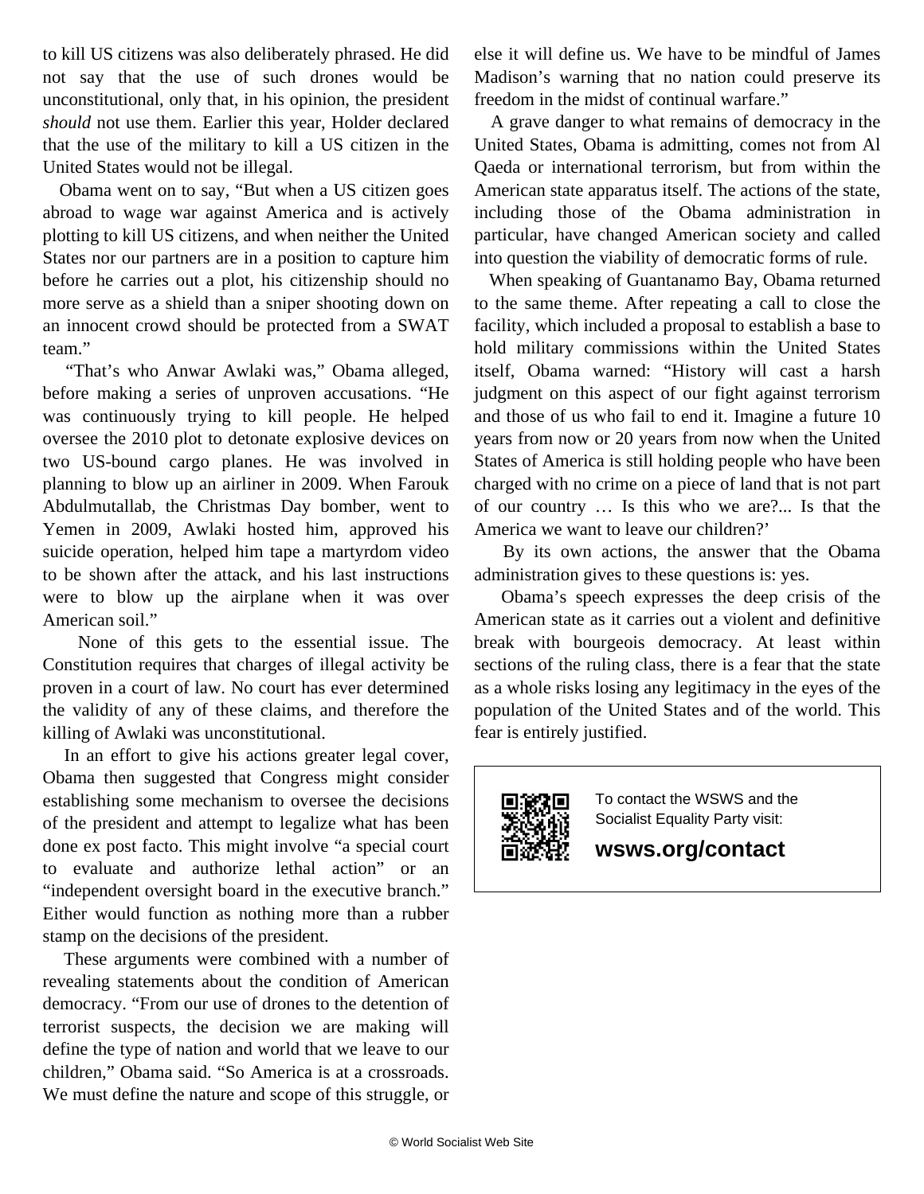to kill US citizens was also deliberately phrased. He did not say that the use of such drones would be unconstitutional, only that, in his opinion, the president *should* not use them. Earlier this year, Holder declared that the use of the military to kill a US citizen in the United States would not be illegal.

Obama went on to say, "But when a US citizen goes abroad to wage war against America and is actively plotting to kill US citizens, and when neither the United States nor our partners are in a position to capture him before he carries out a plot, his citizenship should no more serve as a shield than a sniper shooting down on an innocent crowd should be protected from a SWAT team."

"That's who Anwar Awlaki was," Obama alleged, before making a series of unproven accusations. "He was continuously trying to kill people. He helped oversee the 2010 plot to detonate explosive devices on two US-bound cargo planes. He was involved in planning to blow up an airliner in 2009. When Farouk Abdulmutallab, the Christmas Day bomber, went to Yemen in 2009, Awlaki hosted him, approved his suicide operation, helped him tape a martyrdom video to be shown after the attack, and his last instructions were to blow up the airplane when it was over American soil."

None of this gets to the essential issue. The Constitution requires that charges of illegal activity be proven in a court of law. No court has ever determined the validity of any of these claims, and therefore the killing of Awlaki was unconstitutional.

In an effort to give his actions greater legal cover, Obama then suggested that Congress might consider establishing some mechanism to oversee the decisions of the president and attempt to legalize what has been done ex post facto. This might involve "a special court to evaluate and authorize lethal action" or an "independent oversight board in the executive branch." Either would function as nothing more than a rubber stamp on the decisions of the president.

These arguments were combined with a number of revealing statements about the condition of American democracy. "From our use of drones to the detention of terrorist suspects, the decision we are making will define the type of nation and world that we leave to our children," Obama said. "So America is at a crossroads. We must define the nature and scope of this struggle, or else it will define us. We have to be mindful of James Madison's warning that no nation could preserve its freedom in the midst of continual warfare."

A grave danger to what remains of democracy in the United States, Obama is admitting, comes not from Al Qaeda or international terrorism, but from within the American state apparatus itself. The actions of the state, including those of the Obama administration in particular, have changed American society and called into question the viability of democratic forms of rule.

When speaking of Guantanamo Bay, Obama returned to the same theme. After repeating a call to close the facility, which included a proposal to establish a base to hold military commissions within the United States itself, Obama warned: "History will cast a harsh judgment on this aspect of our fight against terrorism and those of us who fail to end it. Imagine a future 10 years from now or 20 years from now when the United States of America is still holding people who have been charged with no crime on a piece of land that is not part of our country … Is this who we are?... Is that the America we want to leave our children?'

By its own actions, the answer that the Obama administration gives to these questions is: yes.

Obama's speech expresses the deep crisis of the American state as it carries out a violent and definitive break with bourgeois democracy. At least within sections of the ruling class, there is a fear that the state as a whole risks losing any legitimacy in the eyes of the population of the United States and of the world. This fear is entirely justified.

To contact the WSWS and the Socialist Equality Party visit:

**wsws.org/contact**